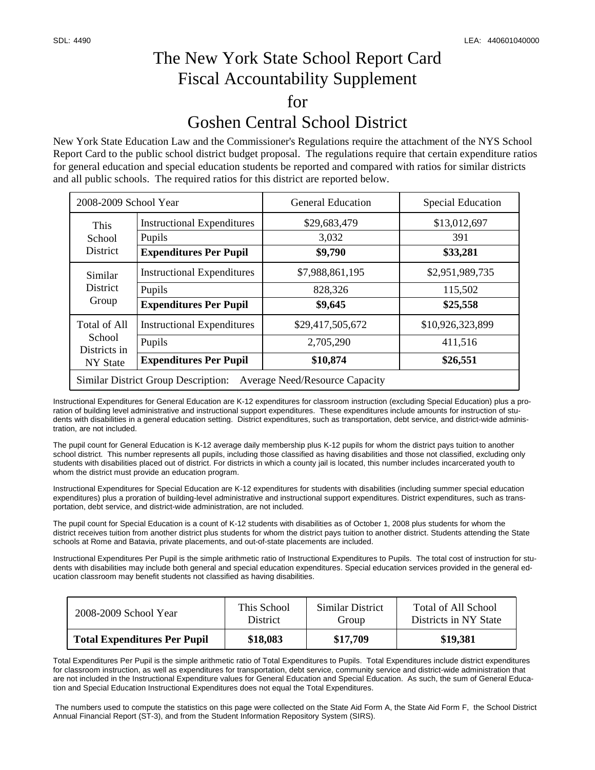SDL: 4490 LEA: 440601040000

# The New York State School Report Card
# Fiscal Accountability Supplement
# for
# Goshen Central School District

New York State Education Law and the Commissioner's Regulations require the attachment of the NYS School Report Card to the public school district budget proposal. The regulations require that certain expenditure ratios for general education and special education students be reported and compared with ratios for similar districts and all public schools. The required ratios for this district are reported below.

| 2008-2009 School Year | | General Education | Special Education |
|---|---|---|---|
| This School District | Instructional Expenditures | $29,683,479 | $13,012,697 |
| | Pupils | 3,032 | 391 |
| | **Expenditures Per Pupil** | **$9,790** | **$33,281** |
| Similar District Group | Instructional Expenditures | $7,988,861,195 | $2,951,989,735 |
| | Pupils | 828,326 | 115,502 |
| | **Expenditures Per Pupil** | **$9,645** | **$25,558** |
| Total of All School Districts in NY State | Instructional Expenditures | $29,417,505,672 | $10,926,323,899 |
| | Pupils | 2,705,290 | 411,516 |
| | **Expenditures Per Pupil** | **$10,874** | **$26,551** |
| Similar District Group Description: Average Need/Resource Capacity | | | |

Instructional Expenditures for General Education are K-12 expenditures for classroom instruction (excluding Special Education) plus a proration of building level administrative and instructional support expenditures. These expenditures include amounts for instruction of students with disabilities in a general education setting. District expenditures, such as transportation, debt service, and district-wide administration, are not included.

The pupil count for General Education is K-12 average daily membership plus K-12 pupils for whom the district pays tuition to another school district. This number represents all pupils, including those classified as having disabilities and those not classified, excluding only students with disabilities placed out of district. For districts in which a county jail is located, this number includes incarcerated youth to whom the district must provide an education program.

Instructional Expenditures for Special Education are K-12 expenditures for students with disabilities (including summer special education expenditures) plus a proration of building-level administrative and instructional support expenditures. District expenditures, such as transportation, debt service, and district-wide administration, are not included.

The pupil count for Special Education is a count of K-12 students with disabilities as of October 1, 2008 plus students for whom the district receives tuition from another district plus students for whom the district pays tuition to another district. Students attending the State schools at Rome and Batavia, private placements, and out-of-state placements are included.

Instructional Expenditures Per Pupil is the simple arithmetic ratio of Instructional Expenditures to Pupils. The total cost of instruction for students with disabilities may include both general and special education expenditures. Special education services provided in the general education classroom may benefit students not classified as having disabilities.

| 2008-2009 School Year | This School District | Similar District Group | Total of All School Districts in NY State |
|---|---|---|---|
| **Total Expenditures Per Pupil** | **$18,083** | **$17,709** | **$19,381** |

Total Expenditures Per Pupil is the simple arithmetic ratio of Total Expenditures to Pupils. Total Expenditures include district expenditures for classroom instruction, as well as expenditures for transportation, debt service, community service and district-wide administration that are not included in the Instructional Expenditure values for General Education and Special Education. As such, the sum of General Education and Special Education Instructional Expenditures does not equal the Total Expenditures.

The numbers used to compute the statistics on this page were collected on the State Aid Form A, the State Aid Form F, the School District Annual Financial Report (ST-3), and from the Student Information Repository System (SIRS).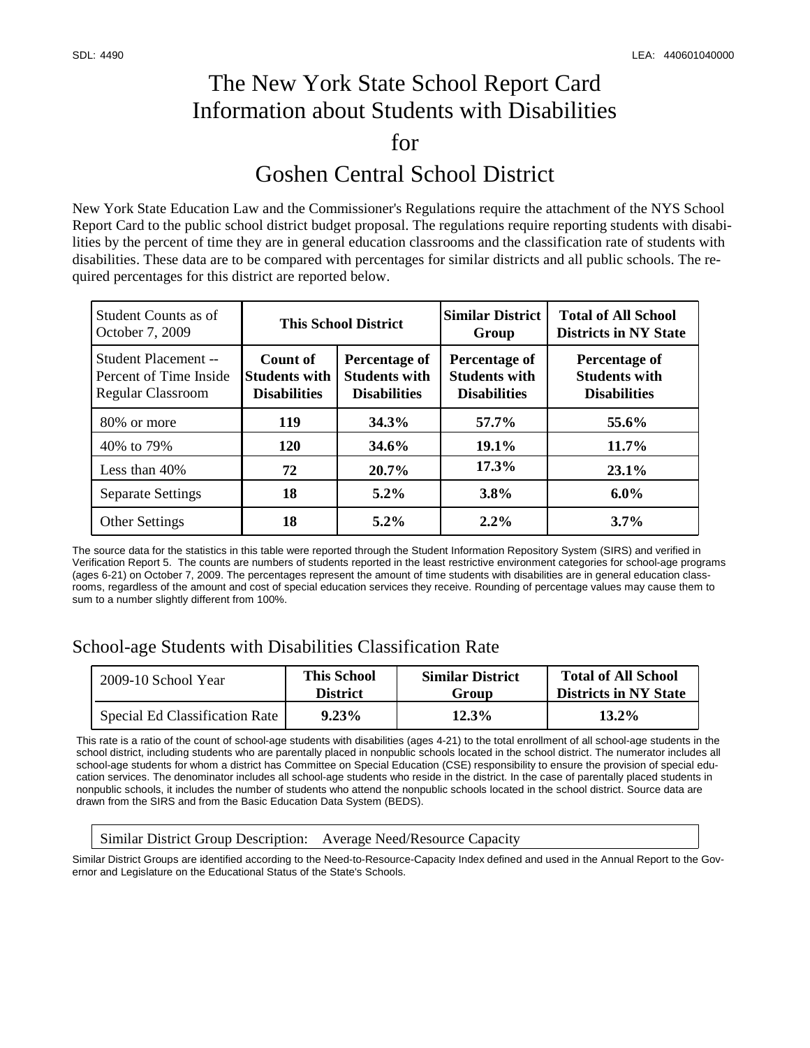# The New York State School Report Card Information about Students with Disabilities for Goshen Central School District

New York State Education Law and the Commissioner's Regulations require the attachment of the NYS School Report Card to the public school district budget proposal. The regulations require reporting students with disabilities by the percent of time they are in general education classrooms and the classification rate of students with disabilities. These data are to be compared with percentages for similar districts and all public schools. The required percentages for this district are reported below.

| Student Counts as of October 7, 2009 | This School District | | Similar District Group | Total of All School Districts in NY State |
|---|---|---|---|---|
| Student Placement -- Percent of Time Inside Regular Classroom | Count of Students with Disabilities | Percentage of Students with Disabilities | Percentage of Students with Disabilities | Percentage of Students with Disabilities |
| 80% or more | **119** | **34.3%** | **57.7%** | **55.6%** |
| 40% to 79% | **120** | **34.6%** | **19.1%** | **11.7%** |
| Less than 40% | **72** | **20.7%** | **17.3%** | **23.1%** |
| Separate Settings | **18** | **5.2%** | **3.8%** | **6.0%** |
| Other Settings | **18** | **5.2%** | **2.2%** | **3.7%** |

The source data for the statistics in this table were reported through the Student Information Repository System (SIRS) and verified in Verification Report 5. The counts are numbers of students reported in the least restrictive environment categories for school-age programs (ages 6-21) on October 7, 2009. The percentages represent the amount of time students with disabilities are in general education classrooms, regardless of the amount and cost of special education services they receive. Rounding of percentage values may cause them to sum to a number slightly different from 100%.

## School-age Students with Disabilities Classification Rate

| 2009-10 School Year | This School District | Similar District Group | Total of All School Districts in NY State |
|---|---|---|---|
| Special Ed Classification Rate | **9.23%** | **12.3%** | **13.2%** |

This rate is a ratio of the count of school-age students with disabilities (ages 4-21) to the total enrollment of all school-age students in the school district, including students who are parentally placed in nonpublic schools located in the school district. The numerator includes all school-age students for whom a district has Committee on Special Education (CSE) responsibility to ensure the provision of special education services. The denominator includes all school-age students who reside in the district. In the case of parentally placed students in nonpublic schools, it includes the number of students who attend the nonpublic schools located in the school district. Source data are drawn from the SIRS and from the Basic Education Data System (BEDS).

Similar District Group Description: Average Need/Resource Capacity

Similar District Groups are identified according to the Need-to-Resource-Capacity Index defined and used in the Annual Report to the Governor and Legislature on the Educational Status of the State's Schools.